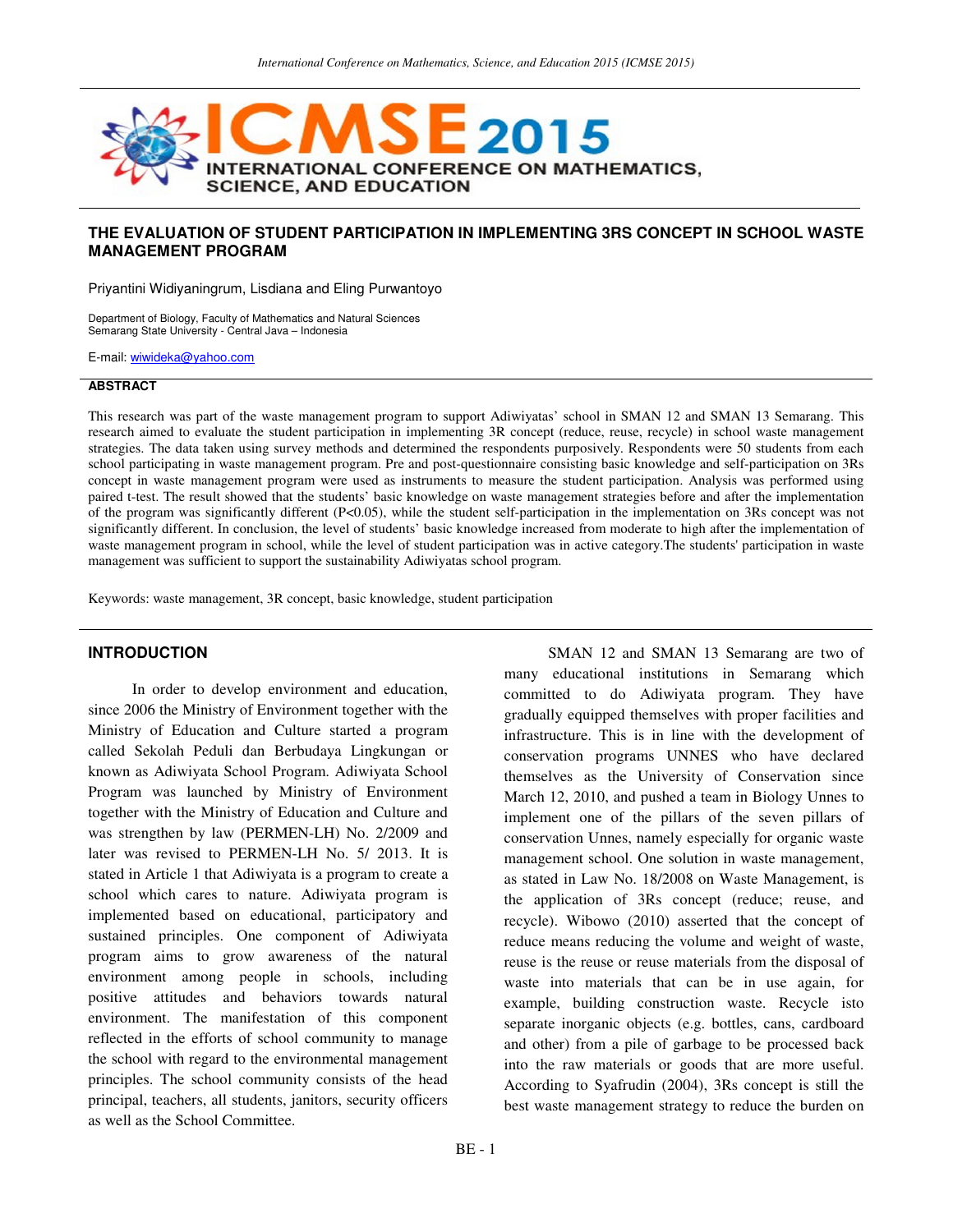# THE EVALUATION OF STUDENT PARTICIPATION IN IMPLEMENTING 3RS CONCEPT IN SCHOOL WASTE MANAGEMENT PROGRAM

Priyantini Widiyaningrum, Lisdiana and Eling Purwantoyo

Department of Biology, Faculty of Mathematics and Natural Sciences
Semarang State University - Central Java – Indonesia

E-mail: wiwideka@yahoo.com

## ABSTRACT

This research was part of the waste management program to support Adiwiyatas' school in SMAN 12 and SMAN 13 Semarang. This research aimed to evaluate the student participation in implementing 3R concept (reduce, reuse, recycle) in school waste management strategies. The data taken using survey methods and determined the respondents purposively. Respondents were 50 students from each school participating in waste management program. Pre and post-questionnaire consisting basic knowledge and self-participation on 3Rs concept in waste management program were used as instruments to measure the student participation. Analysis was performed using paired t-test. The result showed that the students' basic knowledge on waste management strategies before and after the implementation of the program was significantly different ($P<0.05$), while the student self-participation in the implementation on 3Rs concept was not significantly different. In conclusion, the level of students' basic knowledge increased from moderate to high after the implementation of waste management program in school, while the level of student participation was in active category.The students' participation in waste management was sufficient to support the sustainability Adiwiyatas school program.

Keywords: waste management, 3R concept, basic knowledge, student participation

## INTRODUCTION

In order to develop environment and education, since 2006 the Ministry of Environment together with the Ministry of Education and Culture started a program called Sekolah Peduli dan Berbudaya Lingkungan or known as Adiwiyata School Program. Adiwiyata School Program was launched by Ministry of Environment together with the Ministry of Education and Culture and was strengthen by law (PERMEN-LH) No. 2/2009 and later was revised to PERMEN-LH No. 5/ 2013. It is stated in Article 1 that Adiwiyata is a program to create a school which cares to nature. Adiwiyata program is implemented based on educational, participatory and sustained principles. One component of Adiwiyata program aims to grow awareness of the natural environment among people in schools, including positive attitudes and behaviors towards natural environment. The manifestation of this component reflected in the efforts of school community to manage the school with regard to the environmental management principles. The school community consists of the head principal, teachers, all students, janitors, security officers as well as the School Committee.

SMAN 12 and SMAN 13 Semarang are two of many educational institutions in Semarang which committed to do Adiwiyata program. They have gradually equipped themselves with proper facilities and infrastructure. This is in line with the development of conservation programs UNNES who have declared themselves as the University of Conservation since March 12, 2010, and pushed a team in Biology Unnes to implement one of the pillars of the seven pillars of conservation Unnes, namely especially for organic waste management school. One solution in waste management, as stated in Law No. 18/2008 on Waste Management, is the application of 3Rs concept (reduce; reuse, and recycle). Wibowo (2010) asserted that the concept of reduce means reducing the volume and weight of waste, reuse is the reuse or reuse materials from the disposal of waste into materials that can be in use again, for example, building construction waste. Recycle isto separate inorganic objects (e.g. bottles, cans, cardboard and other) from a pile of garbage to be processed back into the raw materials or goods that are more useful. According to Syafrudin (2004), 3Rs concept is still the best waste management strategy to reduce the burden on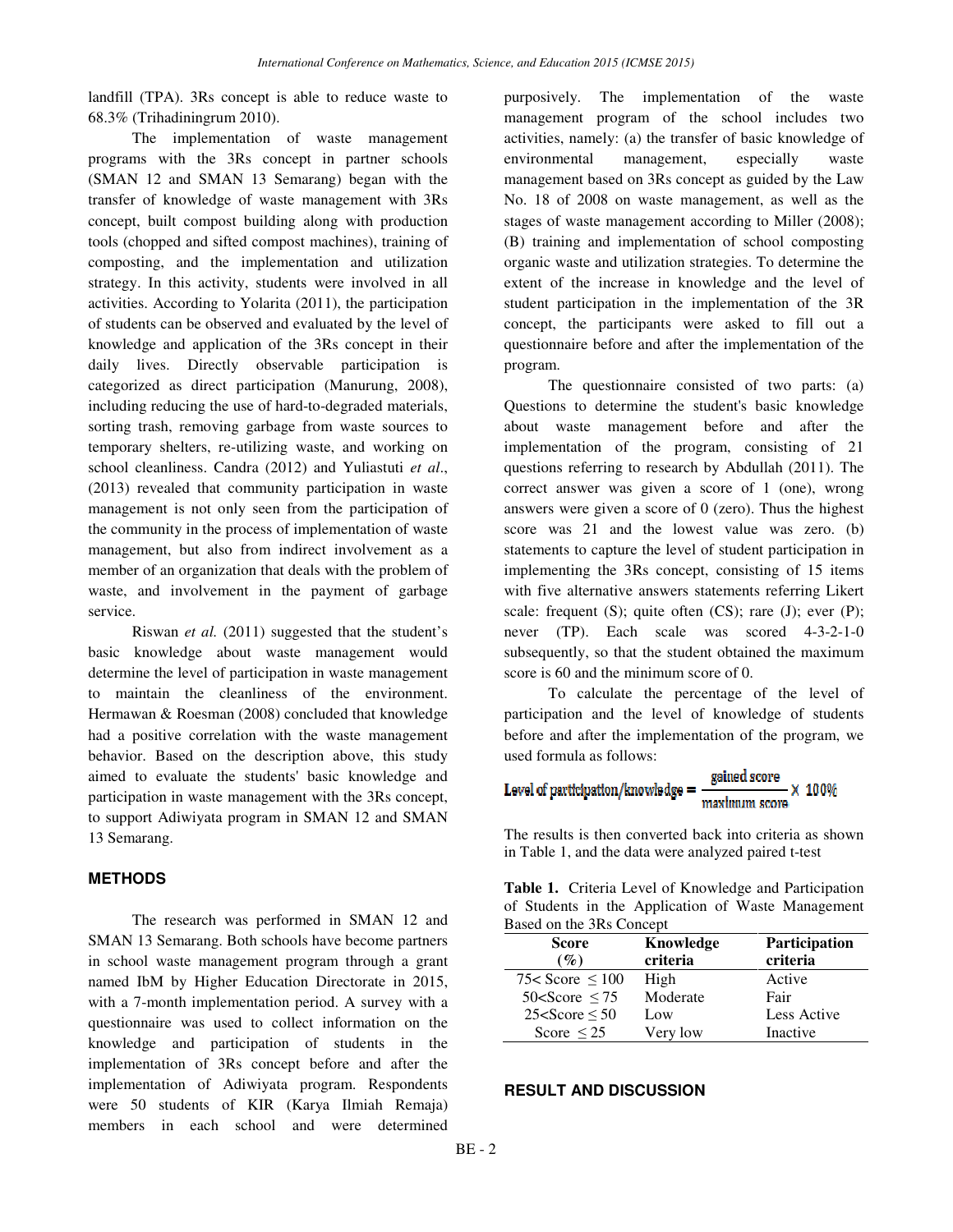landfill (TPA). 3Rs concept is able to reduce waste to 68.3% (Trihadiningrum 2010).

The implementation of waste management programs with the 3Rs concept in partner schools (SMAN 12 and SMAN 13 Semarang) began with the transfer of knowledge of waste management with 3Rs concept, built compost building along with production tools (chopped and sifted compost machines), training of composting, and the implementation and utilization strategy. In this activity, students were involved in all activities. According to Yolarita (2011), the participation of students can be observed and evaluated by the level of knowledge and application of the 3Rs concept in their daily lives. Directly observable participation is categorized as direct participation (Manurung, 2008), including reducing the use of hard-to-degraded materials, sorting trash, removing garbage from waste sources to temporary shelters, re-utilizing waste, and working on school cleanliness. Candra (2012) and Yuliastuti *et al*., (2013) revealed that community participation in waste management is not only seen from the participation of the community in the process of implementation of waste management, but also from indirect involvement as a member of an organization that deals with the problem of waste, and involvement in the payment of garbage service.

Riswan *et al.* (2011) suggested that the student's basic knowledge about waste management would determine the level of participation in waste management to maintain the cleanliness of the environment. Hermawan & Roesman (2008) concluded that knowledge had a positive correlation with the waste management behavior. Based on the description above, this study aimed to evaluate the students' basic knowledge and participation in waste management with the 3Rs concept, to support Adiwiyata program in SMAN 12 and SMAN 13 Semarang.

## METHODS

The research was performed in SMAN 12 and SMAN 13 Semarang. Both schools have become partners in school waste management program through a grant named IbM by Higher Education Directorate in 2015, with a 7-month implementation period. A survey with a questionnaire was used to collect information on the knowledge and participation of students in the implementation of 3Rs concept before and after the implementation of Adiwiyata program. Respondents were 50 students of KIR (Karya Ilmiah Remaja) members in each school and were determined purposively. The implementation of the waste management program of the school includes two activities, namely: (a) the transfer of basic knowledge of environmental management, especially waste management based on 3Rs concept as guided by the Law No. 18 of 2008 on waste management, as well as the stages of waste management according to Miller (2008); (B) training and implementation of school composting organic waste and utilization strategies. To determine the extent of the increase in knowledge and the level of student participation in the implementation of the 3R concept, the participants were asked to fill out a questionnaire before and after the implementation of the program.

The questionnaire consisted of two parts: (a) Questions to determine the student's basic knowledge about waste management before and after the implementation of the program, consisting of 21 questions referring to research by Abdullah (2011). The correct answer was given a score of 1 (one), wrong answers were given a score of 0 (zero). Thus the highest score was 21 and the lowest value was zero. (b) statements to capture the level of student participation in implementing the 3Rs concept, consisting of 15 items with five alternative answers statements referring Likert scale: frequent (S); quite often (CS); rare (J); ever (P); never (TP). Each scale was scored 4-3-2-1-0 subsequently, so that the student obtained the maximum score is 60 and the minimum score of 0.

To calculate the percentage of the level of participation and the level of knowledge of students before and after the implementation of the program, we used formula as follows:

$$\text{Level of participation/knowledge} = \frac{\text{gained score}}{\text{maximum score}} \times 100\%$$

The results is then converted back into criteria as shown in Table 1, and the data were analyzed paired t-test

**Table 1.** Criteria Level of Knowledge and Participation of Students in the Application of Waste Management Based on the 3Rs Concept

| Score (%) | Knowledge criteria | Participation criteria |
|---|---|---|
| $75 < \text{Score} \leq 100$ | High | Active |
| $50 < \text{Score} \leq 75$ | Moderate | Fair |
| $25 < \text{Score} \leq 50$ | Low | Less Active |
| $\text{Score} \leq 25$ | Very low | Inactive |

## RESULT AND DISCUSSION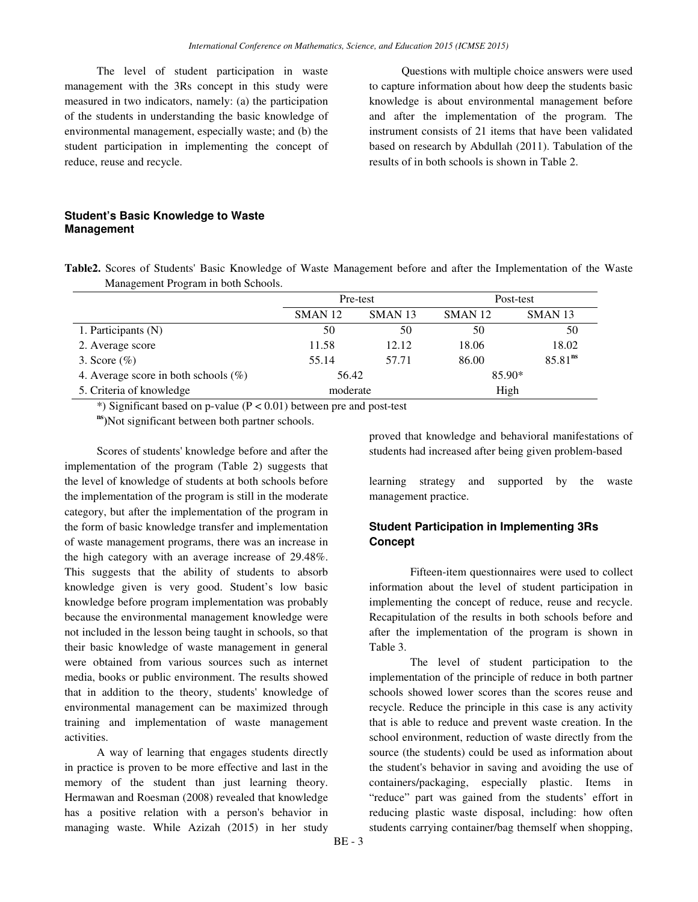The level of student participation in waste management with the 3Rs concept in this study were measured in two indicators, namely: (a) the participation of the students in understanding the basic knowledge of environmental management, especially waste; and (b) the student participation in implementing the concept of reduce, reuse and recycle.

Questions with multiple choice answers were used to capture information about how deep the students basic knowledge is about environmental management before and after the implementation of the program. The instrument consists of 21 items that have been validated based on research by Abdullah (2011). Tabulation of the results of in both schools is shown in Table 2.

### Student's Basic Knowledge to Waste Management

**Table2.** Scores of Students' Basic Knowledge of Waste Management before and after the Implementation of the Waste Management Program in both Schools.

| | Pre-test | | Post-test | |
|---|---|---|---|---|
| | SMAN 12 | SMAN 13 | SMAN 12 | SMAN 13 |
| 1. Participants (N) | 50 | 50 | 50 | 50 |
| 2. Average score | 11.58 | 12.12 | 18.06 | 18.02 |
| 3. Score (%) | 55.14 | 57.71 | 86.00 | 85.81[ns] |
| 4. Average score in both schools (%) | 56.42 | | 85.90* | |
| 5. Criteria of knowledge | moderate | | High | |

*) Significant based on p-value ($P < 0.01$) between pre and post-test

[ns])Not significant between both partner schools.

Scores of students' knowledge before and after the implementation of the program (Table 2) suggests that the level of knowledge of students at both schools before the implementation of the program is still in the moderate category, but after the implementation of the program in the form of basic knowledge transfer and implementation of waste management programs, there was an increase in the high category with an average increase of 29.48%. This suggests that the ability of students to absorb knowledge given is very good. Student's low basic knowledge before program implementation was probably because the environmental management knowledge were not included in the lesson being taught in schools, so that their basic knowledge of waste management in general were obtained from various sources such as internet media, books or public environment. The results showed that in addition to the theory, students' knowledge of environmental management can be maximized through training and implementation of waste management activities.

A way of learning that engages students directly in practice is proven to be more effective and last in the memory of the student than just learning theory. Hermawan and Roesman (2008) revealed that knowledge has a positive relation with a person's behavior in managing waste. While Azizah (2015) in her study proved that knowledge and behavioral manifestations of students had increased after being given problem-based learning strategy and supported by the waste management practice.

### Student Participation in Implementing 3Rs Concept

Fifteen-item questionnaires were used to collect information about the level of student participation in implementing the concept of reduce, reuse and recycle. Recapitulation of the results in both schools before and after the implementation of the program is shown in Table 3.

The level of student participation to the implementation of the principle of reduce in both partner schools showed lower scores than the scores reuse and recycle. Reduce the principle in this case is any activity that is able to reduce and prevent waste creation. In the school environment, reduction of waste directly from the source (the students) could be used as information about the student's behavior in saving and avoiding the use of containers/packaging, especially plastic. Items in "reduce" part was gained from the students' effort in reducing plastic waste disposal, including: how often students carrying container/bag themself when shopping,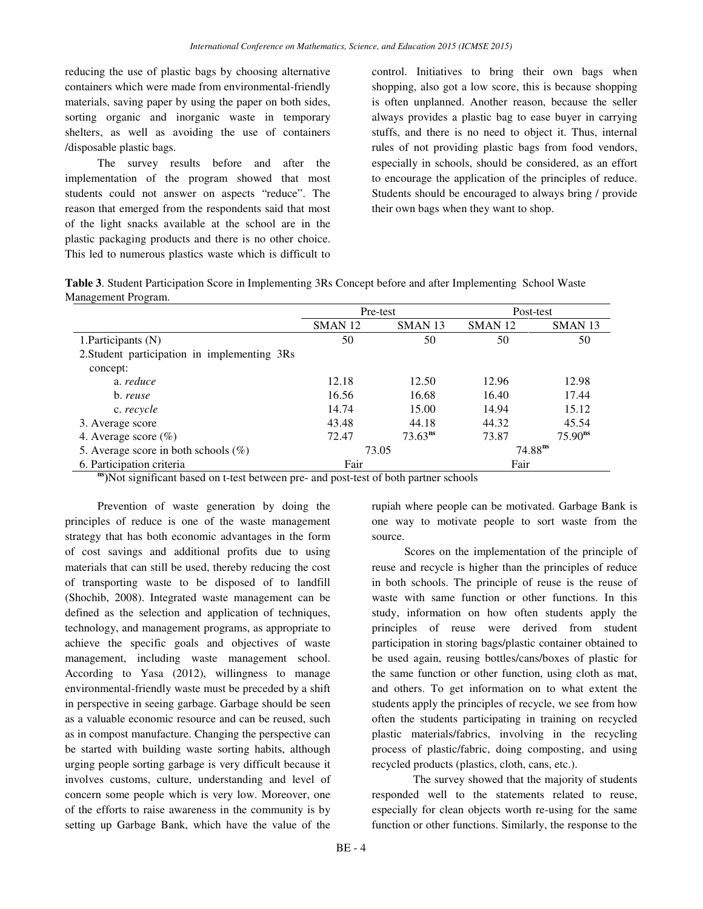reducing the use of plastic bags by choosing alternative containers which were made from environmental-friendly materials, saving paper by using the paper on both sides, sorting organic and inorganic waste in temporary shelters, as well as avoiding the use of containers /disposable plastic bags.

The survey results before and after the implementation of the program showed that most students could not answer on aspects "reduce". The reason that emerged from the respondents said that most of the light snacks available at the school are in the plastic packaging products and there is no other choice. This led to numerous plastics waste which is difficult to control. Initiatives to bring their own bags when shopping, also got a low score, this is because shopping is often unplanned. Another reason, because the seller always provides a plastic bag to ease buyer in carrying stuffs, and there is no need to object it. Thus, internal rules of not providing plastic bags from food vendors, especially in schools, should be considered, as an effort to encourage the application of the principles of reduce. Students should be encouraged to always bring / provide their own bags when they want to shop.

**Table 3**. Student Participation Score in Implementing 3Rs Concept before and after Implementing School Waste Management Program.

| | Pre-test | | Post-test | |
|---|---|---|---|---|
| | SMAN 12 | SMAN 13 | SMAN 12 | SMAN 13 |
| 1.Participants (N) | 50 | 50 | 50 | 50 |
| 2.Student participation in implementing 3Rs concept: | | | | |
| a. *reduce* | 12.18 | 12.50 | 12.96 | 12.98 |
| b. *reuse* | 16.56 | 16.68 | 16.40 | 17.44 |
| c. *recycle* | 14.74 | 15.00 | 14.94 | 15.12 |
| 3. Average score | 43.48 | 44.18 | 44.32 | 45.54 |
| 4. Average score (%) | 72.47 | 73.63[ns] | 73.87 | 75.90[ns] |
| 5. Average score in both schools (%) | 73.05 | | 74.88[ns] | |
| 6. Participation criteria | Fair | | Fair | |

[ns])Not significant based on t-test between pre- and post-test of both partner schools

Prevention of waste generation by doing the principles of reduce is one of the waste management strategy that has both economic advantages in the form of cost savings and additional profits due to using materials that can still be used, thereby reducing the cost of transporting waste to be disposed of to landfill (Shochib, 2008). Integrated waste management can be defined as the selection and application of techniques, technology, and management programs, as appropriate to achieve the specific goals and objectives of waste management, including waste management school. According to Yasa (2012), willingness to manage environmental-friendly waste must be preceded by a shift in perspective in seeing garbage. Garbage should be seen as a valuable economic resource and can be reused, such as in compost manufacture. Changing the perspective can be started with building waste sorting habits, although urging people sorting garbage is very difficult because it involves customs, culture, understanding and level of concern some people which is very low. Moreover, one of the efforts to raise awareness in the community is by setting up Garbage Bank, which have the value of the rupiah where people can be motivated. Garbage Bank is one way to motivate people to sort waste from the source.

Scores on the implementation of the principle of reuse and recycle is higher than the principles of reduce in both schools. The principle of reuse is the reuse of waste with same function or other functions. In this study, information on how often students apply the principles of reuse were derived from student participation in storing bags/plastic container obtained to be used again, reusing bottles/cans/boxes of plastic for the same function or other function, using cloth as mat, and others. To get information on to what extent the students apply the principles of recycle, we see from how often the students participating in training on recycled plastic materials/fabrics, involving in the recycling process of plastic/fabric, doing composting, and using recycled products (plastics, cloth, cans, etc.).

The survey showed that the majority of students responded well to the statements related to reuse, especially for clean objects worth re-using for the same function or other functions. Similarly, the response to the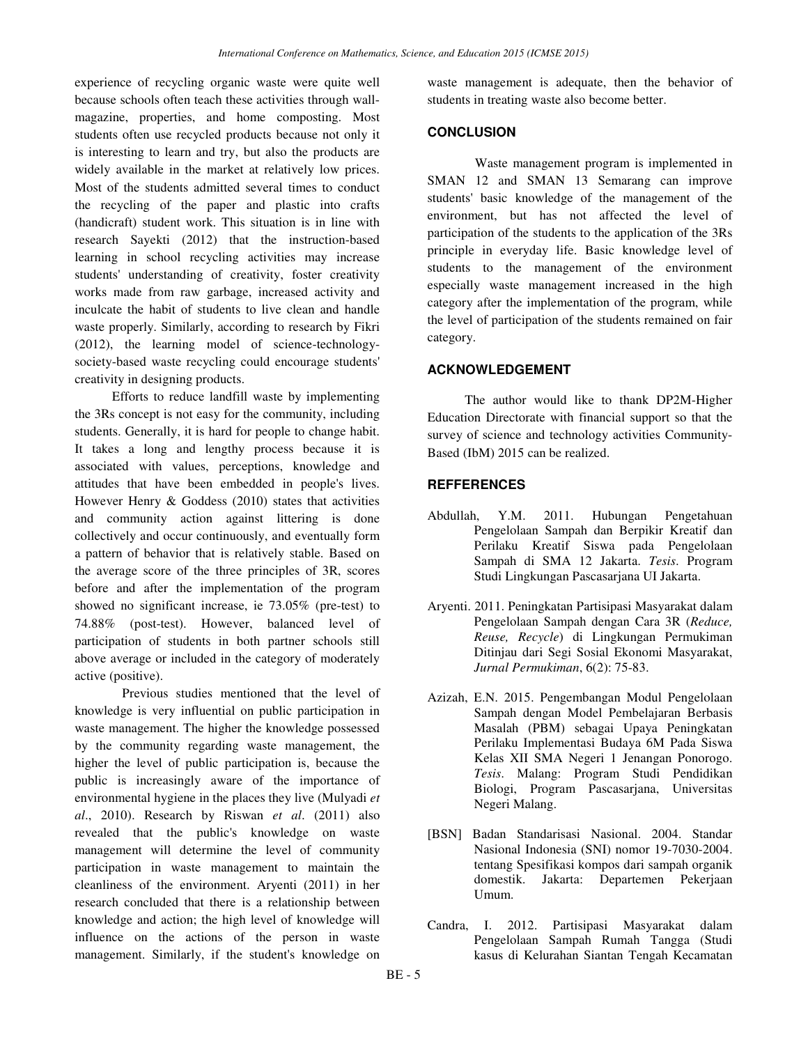experience of recycling organic waste were quite well because schools often teach these activities through wall-magazine, properties, and home composting. Most students often use recycled products because not only it is interesting to learn and try, but also the products are widely available in the market at relatively low prices. Most of the students admitted several times to conduct the recycling of the paper and plastic into crafts (handicraft) student work. This situation is in line with research Sayekti (2012) that the instruction-based learning in school recycling activities may increase students' understanding of creativity, foster creativity works made from raw garbage, increased activity and inculcate the habit of students to live clean and handle waste properly. Similarly, according to research by Fikri (2012), the learning model of science-technology-society-based waste recycling could encourage students' creativity in designing products.

Efforts to reduce landfill waste by implementing the 3Rs concept is not easy for the community, including students. Generally, it is hard for people to change habit. It takes a long and lengthy process because it is associated with values, perceptions, knowledge and attitudes that have been embedded in people's lives. However Henry & Goddess (2010) states that activities and community action against littering is done collectively and occur continuously, and eventually form a pattern of behavior that is relatively stable. Based on the average score of the three principles of 3R, scores before and after the implementation of the program showed no significant increase, ie 73.05% (pre-test) to 74.88% (post-test). However, balanced level of participation of students in both partner schools still above average or included in the category of moderately active (positive).

Previous studies mentioned that the level of knowledge is very influential on public participation in waste management. The higher the knowledge possessed by the community regarding waste management, the higher the level of public participation is, because the public is increasingly aware of the importance of environmental hygiene in the places they live (Mulyadi *et al*., 2010). Research by Riswan *et al*. (2011) also revealed that the public's knowledge on waste management will determine the level of community participation in waste management to maintain the cleanliness of the environment. Aryenti (2011) in her research concluded that there is a relationship between knowledge and action; the high level of knowledge will influence on the actions of the person in waste management. Similarly, if the student's knowledge on waste management is adequate, then the behavior of students in treating waste also become better.

## CONCLUSION

Waste management program is implemented in SMAN 12 and SMAN 13 Semarang can improve students' basic knowledge of the management of the environment, but has not affected the level of participation of the students to the application of the 3Rs principle in everyday life. Basic knowledge level of students to the management of the environment especially waste management increased in the high category after the implementation of the program, while the level of participation of the students remained on fair category.

## ACKNOWLEDGEMENT

The author would like to thank DP2M-Higher Education Directorate with financial support so that the survey of science and technology activities Community-Based (IbM) 2015 can be realized.

## REFFERENCES

Abdullah, Y.M. 2011. Hubungan Pengetahuan Pengelolaan Sampah dan Berpikir Kreatif dan Perilaku Kreatif Siswa pada Pengelolaan Sampah di SMA 12 Jakarta. *Tesis*. Program Studi Lingkungan Pascasarjana UI Jakarta.

Aryenti. 2011. Peningkatan Partisipasi Masyarakat dalam Pengelolaan Sampah dengan Cara 3R (*Reduce, Reuse, Recycle*) di Lingkungan Permukiman Ditinjau dari Segi Sosial Ekonomi Masyarakat, *Jurnal Permukiman*, 6(2): 75-83.

Azizah, E.N. 2015. Pengembangan Modul Pengelolaan Sampah dengan Model Pembelajaran Berbasis Masalah (PBM) sebagai Upaya Peningkatan Perilaku Implementasi Budaya 6M Pada Siswa Kelas XII SMA Negeri 1 Jenangan Ponorogo. *Tesis*. Malang: Program Studi Pendidikan Biologi, Program Pascasarjana, Universitas Negeri Malang.

[BSN] Badan Standarisasi Nasional. 2004. Standar Nasional Indonesia (SNI) nomor 19-7030-2004. tentang Spesifikasi kompos dari sampah organik domestik. Jakarta: Departemen Pekerjaan Umum.

Candra, I. 2012. Partisipasi Masyarakat dalam Pengelolaan Sampah Rumah Tangga (Studi kasus di Kelurahan Siantan Tengah Kecamatan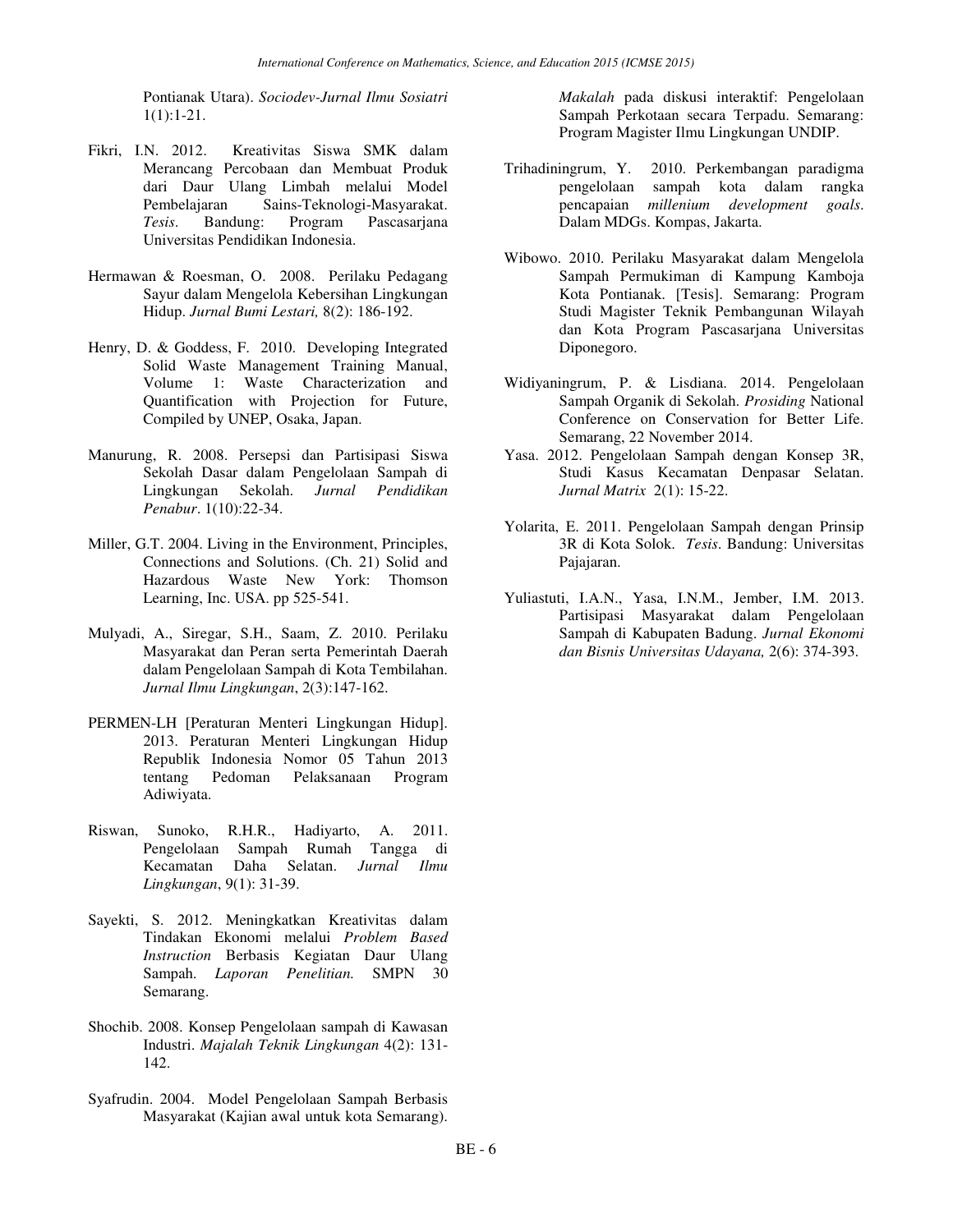Pontianak Utara). *Sociodev-Jurnal Ilmu Sosiatri* 1(1):1-21.

Fikri, I.N. 2012. Kreativitas Siswa SMK dalam Merancang Percobaan dan Membuat Produk dari Daur Ulang Limbah melalui Model Pembelajaran Sains-Teknologi-Masyarakat. *Tesis*. Bandung: Program Pascasarjana Universitas Pendidikan Indonesia.

Hermawan & Roesman, O. 2008. Perilaku Pedagang Sayur dalam Mengelola Kebersihan Lingkungan Hidup. *Jurnal Bumi Lestari,* 8(2): 186-192.

Henry, D. & Goddess, F. 2010. Developing Integrated Solid Waste Management Training Manual, Volume 1: Waste Characterization and Quantification with Projection for Future, Compiled by UNEP, Osaka, Japan.

Manurung, R. 2008. Persepsi dan Partisipasi Siswa Sekolah Dasar dalam Pengelolaan Sampah di Lingkungan Sekolah. *Jurnal Pendidikan Penabur*. 1(10):22-34.

Miller, G.T. 2004. Living in the Environment, Principles, Connections and Solutions. (Ch. 21) Solid and Hazardous Waste New York: Thomson Learning, Inc. USA. pp 525-541.

Mulyadi, A., Siregar, S.H., Saam, Z. 2010. Perilaku Masyarakat dan Peran serta Pemerintah Daerah dalam Pengelolaan Sampah di Kota Tembilahan. *Jurnal Ilmu Lingkungan*, 2(3):147-162.

PERMEN-LH [Peraturan Menteri Lingkungan Hidup]. 2013. Peraturan Menteri Lingkungan Hidup Republik Indonesia Nomor 05 Tahun 2013 tentang Pedoman Pelaksanaan Program Adiwiyata.

Riswan, Sunoko, R.H.R., Hadiyarto, A. 2011. Pengelolaan Sampah Rumah Tangga di Kecamatan Daha Selatan. *Jurnal Ilmu Lingkungan*, 9(1): 31-39.

Sayekti, S. 2012. Meningkatkan Kreativitas dalam Tindakan Ekonomi melalui *Problem Based Instruction* Berbasis Kegiatan Daur Ulang Sampah. *Laporan Penelitian.* SMPN 30 Semarang.

Shochib. 2008. Konsep Pengelolaan sampah di Kawasan Industri. *Majalah Teknik Lingkungan* 4(2): 131-142.

Syafrudin. 2004. Model Pengelolaan Sampah Berbasis Masyarakat (Kajian awal untuk kota Semarang). *Makalah* pada diskusi interaktif: Pengelolaan Sampah Perkotaan secara Terpadu. Semarang: Program Magister Ilmu Lingkungan UNDIP.

Trihadiningrum, Y. 2010. Perkembangan paradigma pengelolaan sampah kota dalam rangka pencapaian *millenium development goals*. Dalam MDGs. Kompas, Jakarta.

Wibowo. 2010. Perilaku Masyarakat dalam Mengelola Sampah Permukiman di Kampung Kamboja Kota Pontianak. [Tesis]. Semarang: Program Studi Magister Teknik Pembangunan Wilayah dan Kota Program Pascasarjana Universitas Diponegoro.

Widiyaningrum, P. & Lisdiana. 2014. Pengelolaan Sampah Organik di Sekolah. *Prosiding* National Conference on Conservation for Better Life. Semarang, 22 November 2014.

Yasa. 2012. Pengelolaan Sampah dengan Konsep 3R, Studi Kasus Kecamatan Denpasar Selatan. *Jurnal Matrix* 2(1): 15-22.

Yolarita, E. 2011. Pengelolaan Sampah dengan Prinsip 3R di Kota Solok. *Tesis*. Bandung: Universitas Pajajaran.

Yuliastuti, I.A.N., Yasa, I.N.M., Jember, I.M. 2013. Partisipasi Masyarakat dalam Pengelolaan Sampah di Kabupaten Badung. *Jurnal Ekonomi dan Bisnis Universitas Udayana,* 2(6): 374-393.